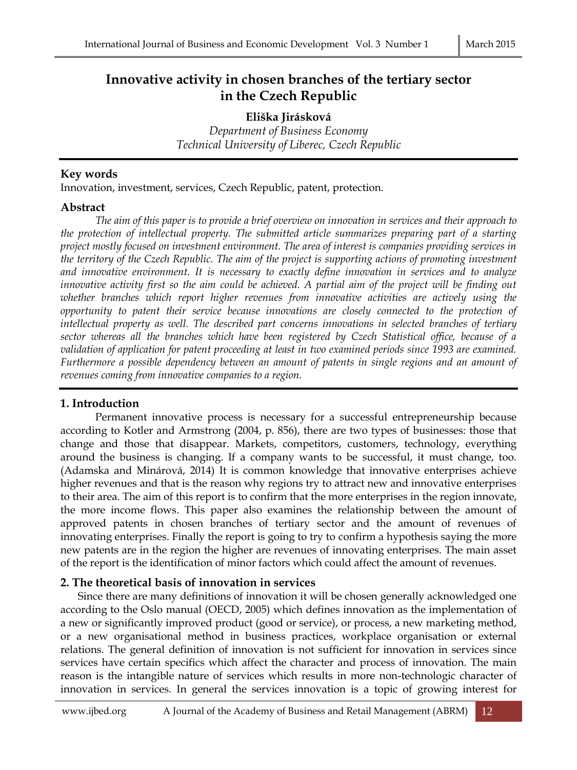# Innovative activity in chosen branches of the tertiary sector in the Czech Republic

**Eliška Jirásková**

*Department of Business Economy*
*Technical University of Liberec, Czech Republic*

## Key words

Innovation, investment, services, Czech Republic, patent, protection.

## Abstract

*The aim of this paper is to provide a brief overview on innovation in services and their approach to the protection of intellectual property. The submitted article summarizes preparing part of a starting project mostly focused on investment environment. The area of interest is companies providing services in the territory of the Czech Republic. The aim of the project is supporting actions of promoting investment and innovative environment. It is necessary to exactly define innovation in services and to analyze innovative activity first so the aim could be achieved. A partial aim of the project will be finding out whether branches which report higher revenues from innovative activities are actively using the opportunity to patent their service because innovations are closely connected to the protection of intellectual property as well. The described part concerns innovations in selected branches of tertiary sector whereas all the branches which have been registered by Czech Statistical office, because of a validation of application for patent proceeding at least in two examined periods since 1993 are examined. Furthermore a possible dependency between an amount of patents in single regions and an amount of revenues coming from innovative companies to a region.*

## 1. Introduction

Permanent innovative process is necessary for a successful entrepreneurship because according to Kotler and Armstrong (2004, p. 856), there are two types of businesses: those that change and those that disappear. Markets, competitors, customers, technology, everything around the business is changing. If a company wants to be successful, it must change, too. (Adamska and Minárová, 2014) It is common knowledge that innovative enterprises achieve higher revenues and that is the reason why regions try to attract new and innovative enterprises to their area. The aim of this report is to confirm that the more enterprises in the region innovate, the more income flows. This paper also examines the relationship between the amount of approved patents in chosen branches of tertiary sector and the amount of revenues of innovating enterprises. Finally the report is going to try to confirm a hypothesis saying the more new patents are in the region the higher are revenues of innovating enterprises. The main asset of the report is the identification of minor factors which could affect the amount of revenues.

## 2. The theoretical basis of innovation in services

Since there are many definitions of innovation it will be chosen generally acknowledged one according to the Oslo manual (OECD, 2005) which defines innovation as the implementation of a new or significantly improved product (good or service), or process, a new marketing method, or a new organisational method in business practices, workplace organisation or external relations. The general definition of innovation is not sufficient for innovation in services since services have certain specifics which affect the character and process of innovation. The main reason is the intangible nature of services which results in more non-technologic character of innovation in services. In general the services innovation is a topic of growing interest for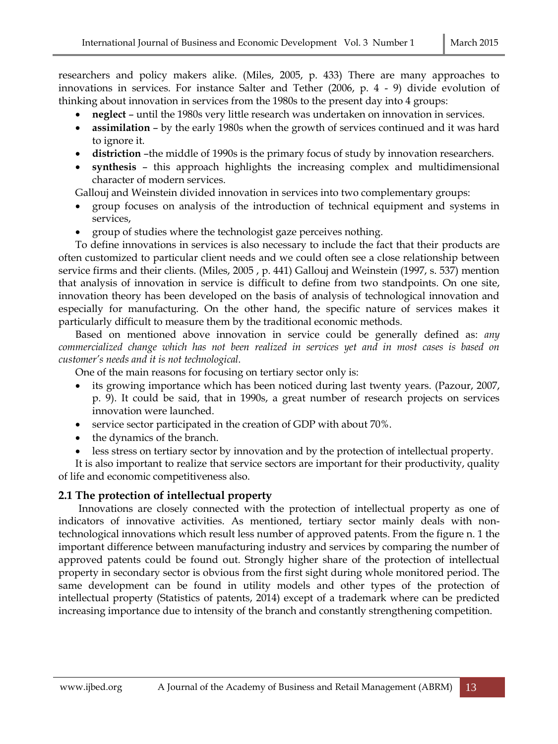researchers and policy makers alike. (Miles, 2005, p. 433) There are many approaches to innovations in services. For instance Salter and Tether (2006, p. 4 - 9) divide evolution of thinking about innovation in services from the 1980s to the present day into 4 groups:

- **neglect** – until the 1980s very little research was undertaken on innovation in services.
- **assimilation** – by the early 1980s when the growth of services continued and it was hard to ignore it.
- **distriction** –the middle of 1990s is the primary focus of study by innovation researchers.
- **synthesis** – this approach highlights the increasing complex and multidimensional character of modern services.

Gallouj and Weinstein divided innovation in services into two complementary groups:

- group focuses on analysis of the introduction of technical equipment and systems in services,
- group of studies where the technologist gaze perceives nothing.

To define innovations in services is also necessary to include the fact that their products are often customized to particular client needs and we could often see a close relationship between service firms and their clients. (Miles, 2005 , p. 441) Gallouj and Weinstein (1997, s. 537) mention that analysis of innovation in service is difficult to define from two standpoints. On one site, innovation theory has been developed on the basis of analysis of technological innovation and especially for manufacturing. On the other hand, the specific nature of services makes it particularly difficult to measure them by the traditional economic methods.

Based on mentioned above innovation in service could be generally defined as: *any commercialized change which has not been realized in services yet and in most cases is based on customer's needs and it is not technological.*

One of the main reasons for focusing on tertiary sector only is:

- its growing importance which has been noticed during last twenty years. (Pazour, 2007, p. 9). It could be said, that in 1990s, a great number of research projects on services innovation were launched.
- service sector participated in the creation of GDP with about 70%.
- the dynamics of the branch.
- less stress on tertiary sector by innovation and by the protection of intellectual property.

It is also important to realize that service sectors are important for their productivity, quality of life and economic competitiveness also.

### 2.1 The protection of intellectual property

Innovations are closely connected with the protection of intellectual property as one of indicators of innovative activities. As mentioned, tertiary sector mainly deals with non-technological innovations which result less number of approved patents. From the figure n. 1 the important difference between manufacturing industry and services by comparing the number of approved patents could be found out. Strongly higher share of the protection of intellectual property in secondary sector is obvious from the first sight during whole monitored period. The same development can be found in utility models and other types of the protection of intellectual property (Statistics of patents, 2014) except of a trademark where can be predicted increasing importance due to intensity of the branch and constantly strengthening competition.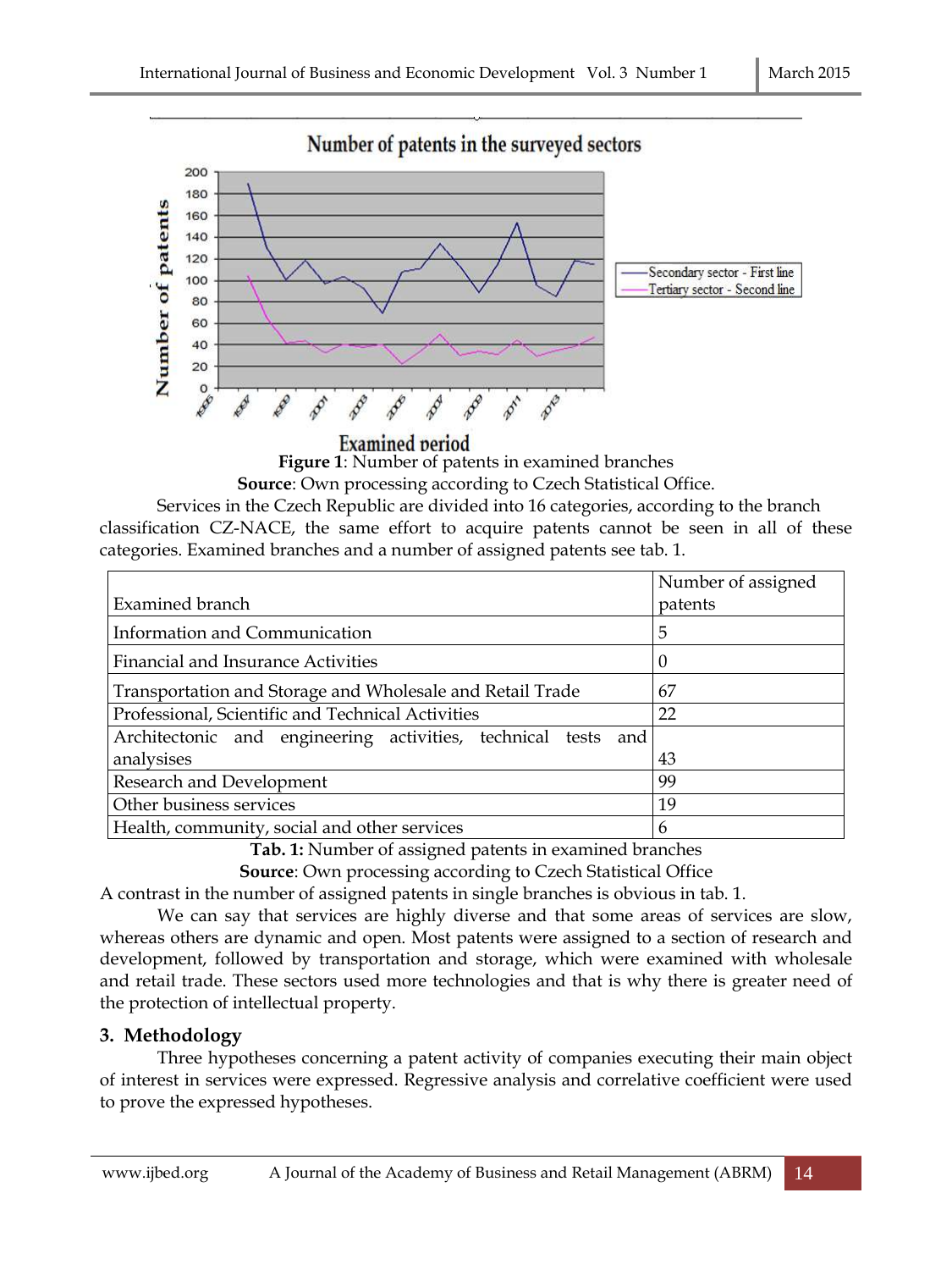Number of patents in the surveyed sectors

Number of patents

200
180
160
140
120
100
80
60
40
20
0

1995
1997
1999
2001
2003
2005
2007
2009
2011
2013

Examined period

Secondary sector - First line
Tertiary sector - Second line

**Figure 1**: Number of patents in examined branches

**Source**: Own processing according to Czech Statistical Office.

Services in the Czech Republic are divided into 16 categories, according to the branch classification CZ-NACE, the same effort to acquire patents cannot be seen in all of these categories. Examined branches and a number of assigned patents see tab. 1.

| Examined branch | Number of assigned patents |
|---|---|
| Information and Communication | 5 |
| Financial and Insurance Activities | 0 |
| Transportation and Storage and Wholesale and Retail Trade | 67 |
| Professional, Scientific and Technical Activities | 22 |
| Architectonic and engineering activities, technical tests and analysises | 43 |
| Research and Development | 99 |
| Other business services | 19 |
| Health, community, social and other services | 6 |

**Tab. 1:** Number of assigned patents in examined branches

**Source**: Own processing according to Czech Statistical Office

A contrast in the number of assigned patents in single branches is obvious in tab. 1.

We can say that services are highly diverse and that some areas of services are slow, whereas others are dynamic and open. Most patents were assigned to a section of research and development, followed by transportation and storage, which were examined with wholesale and retail trade. These sectors used more technologies and that is why there is greater need of the protection of intellectual property.

## 3. Methodology

Three hypotheses concerning a patent activity of companies executing their main object of interest in services were expressed. Regressive analysis and correlative coefficient were used to prove the expressed hypotheses.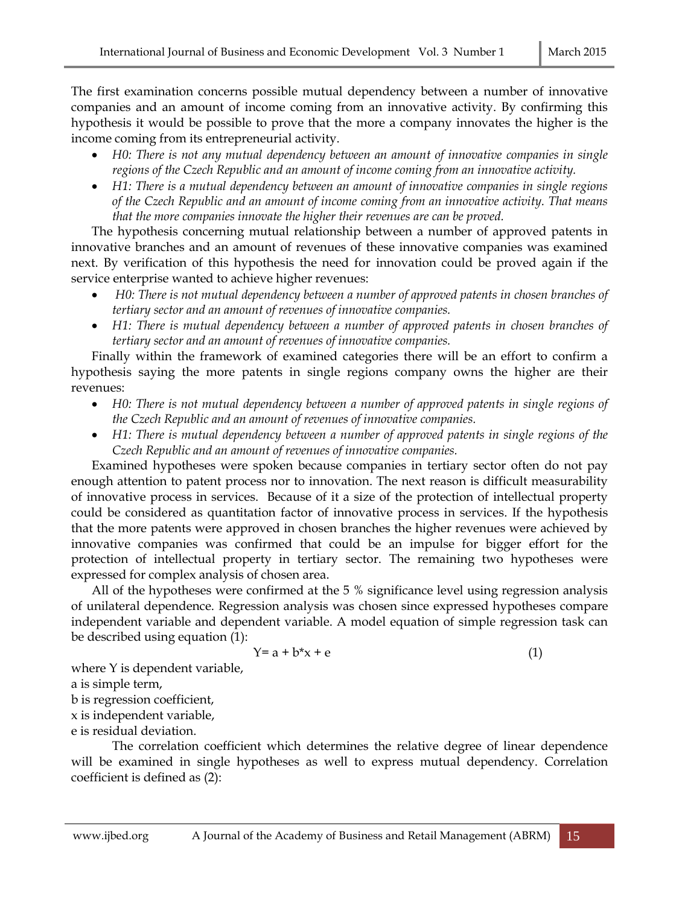The first examination concerns possible mutual dependency between a number of innovative companies and an amount of income coming from an innovative activity. By confirming this hypothesis it would be possible to prove that the more a company innovates the higher is the income coming from its entrepreneurial activity.

- *H0: There is not any mutual dependency between an amount of innovative companies in single regions of the Czech Republic and an amount of income coming from an innovative activity.*
- *H1: There is a mutual dependency between an amount of innovative companies in single regions of the Czech Republic and an amount of income coming from an innovative activity. That means that the more companies innovate the higher their revenues are can be proved.*

The hypothesis concerning mutual relationship between a number of approved patents in innovative branches and an amount of revenues of these innovative companies was examined next. By verification of this hypothesis the need for innovation could be proved again if the service enterprise wanted to achieve higher revenues:

- *H0: There is not mutual dependency between a number of approved patents in chosen branches of tertiary sector and an amount of revenues of innovative companies.*
- *H1: There is mutual dependency between a number of approved patents in chosen branches of tertiary sector and an amount of revenues of innovative companies.*

Finally within the framework of examined categories there will be an effort to confirm a hypothesis saying the more patents in single regions company owns the higher are their revenues:

- *H0: There is not mutual dependency between a number of approved patents in single regions of the Czech Republic and an amount of revenues of innovative companies.*
- *H1: There is mutual dependency between a number of approved patents in single regions of the Czech Republic and an amount of revenues of innovative companies.*

Examined hypotheses were spoken because companies in tertiary sector often do not pay enough attention to patent process nor to innovation. The next reason is difficult measurability of innovative process in services. Because of it a size of the protection of intellectual property could be considered as quantitation factor of innovative process in services. If the hypothesis that the more patents were approved in chosen branches the higher revenues were achieved by innovative companies was confirmed that could be an impulse for bigger effort for the protection of intellectual property in tertiary sector. The remaining two hypotheses were expressed for complex analysis of chosen area.

All of the hypotheses were confirmed at the 5 % significance level using regression analysis of unilateral dependence. Regression analysis was chosen since expressed hypotheses compare independent variable and dependent variable. A model equation of simple regression task can be described using equation (1):

$$Y = a + b*x + e \tag{1}$$

where Y is dependent variable,
a is simple term,
b is regression coefficient,
x is independent variable,
e is residual deviation.

The correlation coefficient which determines the relative degree of linear dependence will be examined in single hypotheses as well to express mutual dependency. Correlation coefficient is defined as (2):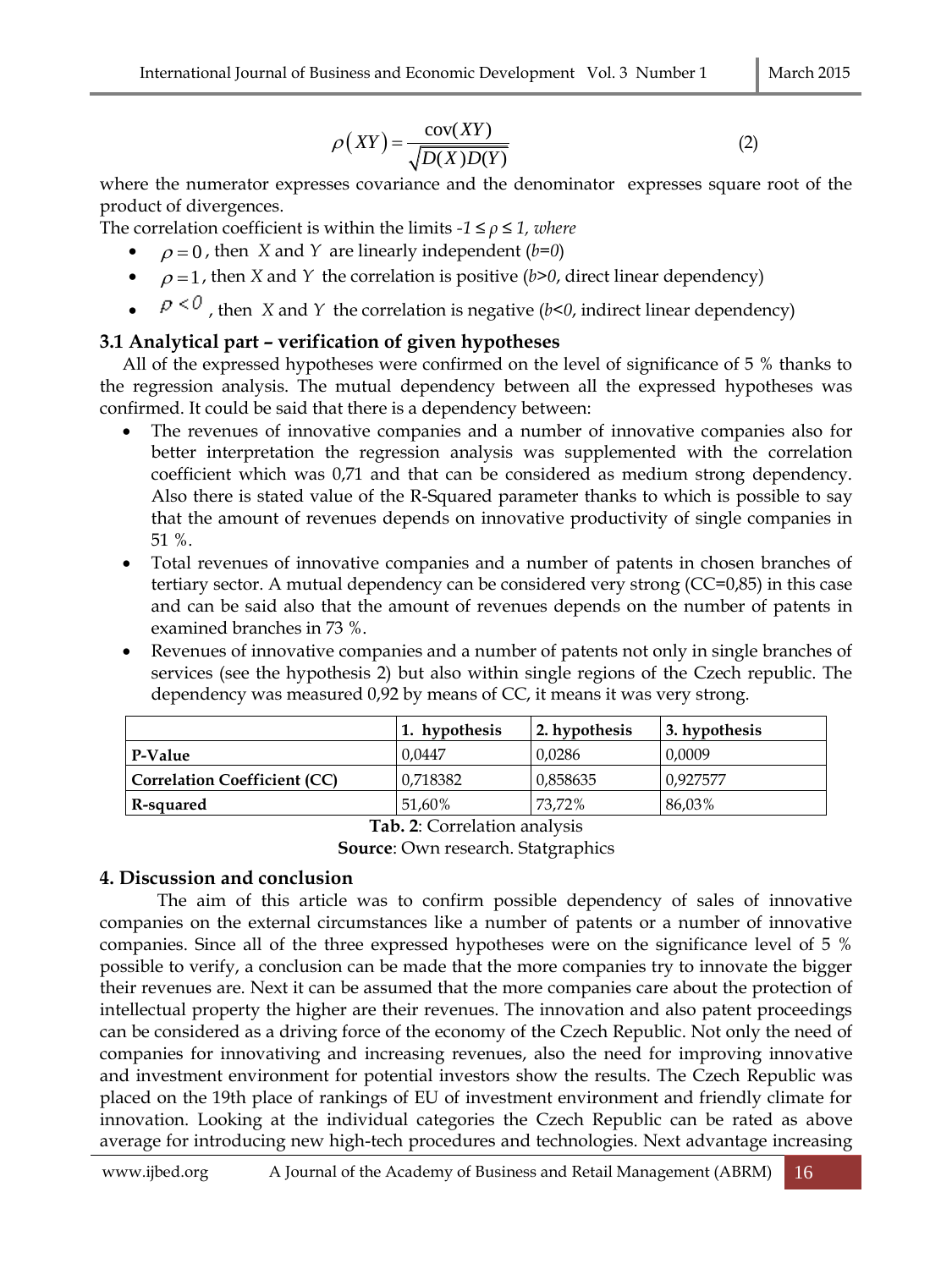$$\rho(XY) = \frac{\text{cov}(XY)}{\sqrt{D(X)D(Y)}} \qquad (2)$$

where the numerator expresses covariance and the denominator expresses square root of the product of divergences.

The correlation coefficient is within the limits *-1 ≤ ρ ≤ 1, where*

- $\rho = 0$, then $X$ and $Y$ are linearly independent (*b=0*)
- $\rho = 1$, then $X$ and $Y$ the correlation is positive (*b>0*, direct linear dependency)
- $\rho < 0$, then $X$ and $Y$ the correlation is negative (*b<0*, indirect linear dependency)

### 3.1 Analytical part – verification of given hypotheses

All of the expressed hypotheses were confirmed on the level of significance of 5 % thanks to the regression analysis. The mutual dependency between all the expressed hypotheses was confirmed. It could be said that there is a dependency between:

- The revenues of innovative companies and a number of innovative companies also for better interpretation the regression analysis was supplemented with the correlation coefficient which was 0,71 and that can be considered as medium strong dependency. Also there is stated value of the R-Squared parameter thanks to which is possible to say that the amount of revenues depends on innovative productivity of single companies in 51 %.
- Total revenues of innovative companies and a number of patents in chosen branches of tertiary sector. A mutual dependency can be considered very strong (CC=0,85) in this case and can be said also that the amount of revenues depends on the number of patents in examined branches in 73 %.
- Revenues of innovative companies and a number of patents not only in single branches of services (see the hypothesis 2) but also within single regions of the Czech republic. The dependency was measured 0,92 by means of CC, it means it was very strong.

| | **1. hypothesis** | **2. hypothesis** | **3. hypothesis** |
|---|---|---|---|
| **P-Value** | 0,0447 | 0,0286 | 0,0009 |
| **Correlation Coefficient (CC)** | 0,718382 | 0,858635 | 0,927577 |
| **R-squared** | 51,60% | 73,72% | 86,03% |

**Tab. 2**: Correlation analysis

**Source**: Own research. Statgraphics

## 4. Discussion and conclusion

The aim of this article was to confirm possible dependency of sales of innovative companies on the external circumstances like a number of patents or a number of innovative companies. Since all of the three expressed hypotheses were on the significance level of 5 % possible to verify, a conclusion can be made that the more companies try to innovate the bigger their revenues are. Next it can be assumed that the more companies care about the protection of intellectual property the higher are their revenues. The innovation and also patent proceedings can be considered as a driving force of the economy of the Czech Republic. Not only the need of companies for innovativing and increasing revenues, also the need for improving innovative and investment environment for potential investors show the results. The Czech Republic was placed on the 19th place of rankings of EU of investment environment and friendly climate for innovation. Looking at the individual categories the Czech Republic can be rated as above average for introducing new high-tech procedures and technologies. Next advantage increasing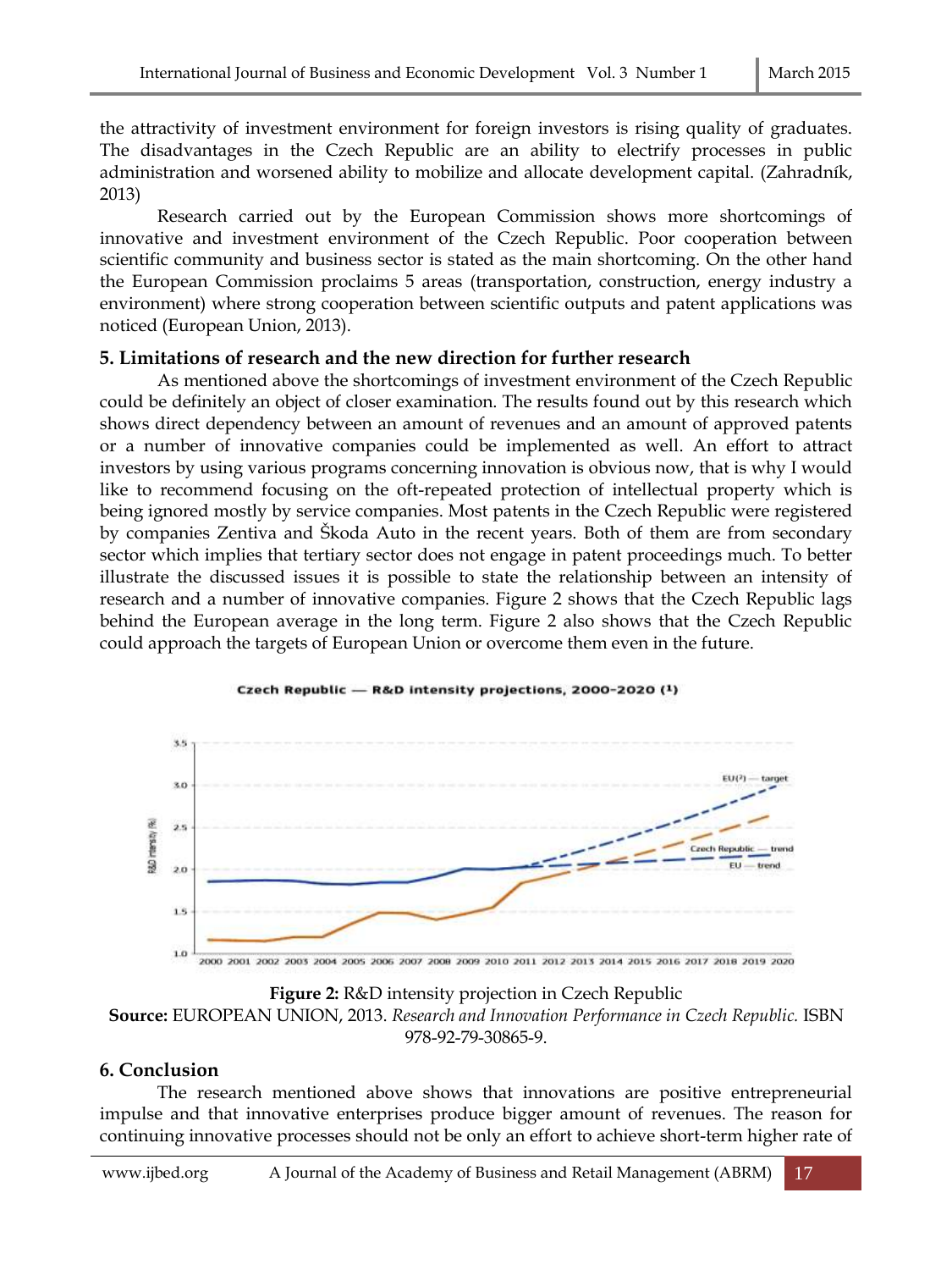the attractivity of investment environment for foreign investors is rising quality of graduates. The disadvantages in the Czech Republic are an ability to electrify processes in public administration and worsened ability to mobilize and allocate development capital. (Zahradník, 2013)

Research carried out by the European Commission shows more shortcomings of innovative and investment environment of the Czech Republic. Poor cooperation between scientific community and business sector is stated as the main shortcoming. On the other hand the European Commission proclaims 5 areas (transportation, construction, energy industry a environment) where strong cooperation between scientific outputs and patent applications was noticed (European Union, 2013).

## 5. Limitations of research and the new direction for further research

As mentioned above the shortcomings of investment environment of the Czech Republic could be definitely an object of closer examination. The results found out by this research which shows direct dependency between an amount of revenues and an amount of approved patents or a number of innovative companies could be implemented as well. An effort to attract investors by using various programs concerning innovation is obvious now, that is why I would like to recommend focusing on the oft-repeated protection of intellectual property which is being ignored mostly by service companies. Most patents in the Czech Republic were registered by companies Zentiva and Škoda Auto in the recent years. Both of them are from secondary sector which implies that tertiary sector does not engage in patent proceedings much. To better illustrate the discussed issues it is possible to state the relationship between an intensity of research and a number of innovative companies. Figure 2 shows that the Czech Republic lags behind the European average in the long term. Figure 2 also shows that the Czech Republic could approach the targets of European Union or overcome them even in the future.

Czech Republic — R&D intensity projections, 2000-2020 (1)

R&D intensity (%)

3.5
3.0
2.5
2.0
1.5
1.0

2000 2001 2002 2003 2004 2005 2006 2007 2008 2009 2010 2011 2012 2013 2014 2015 2016 2017 2018 2019 2020

EU(2) — target

Czech Republic — trend

EU — trend

**Figure 2:** R&D intensity projection in Czech Republic

**Source:** EUROPEAN UNION, 2013. *Research and Innovation Performance in Czech Republic.* ISBN 978-92-79-30865-9.

## 6. Conclusion

The research mentioned above shows that innovations are positive entrepreneurial impulse and that innovative enterprises produce bigger amount of revenues. The reason for continuing innovative processes should not be only an effort to achieve short-term higher rate of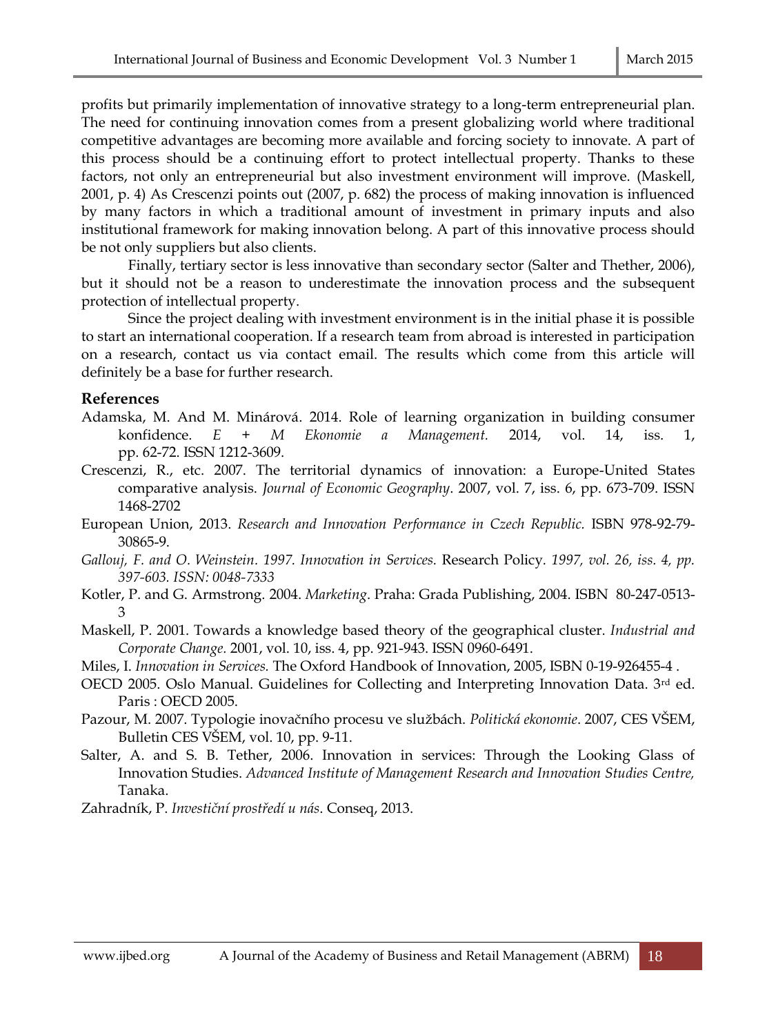profits but primarily implementation of innovative strategy to a long-term entrepreneurial plan. The need for continuing innovation comes from a present globalizing world where traditional competitive advantages are becoming more available and forcing society to innovate. A part of this process should be a continuing effort to protect intellectual property. Thanks to these factors, not only an entrepreneurial but also investment environment will improve. (Maskell, 2001, p. 4) As Crescenzi points out (2007, p. 682) the process of making innovation is influenced by many factors in which a traditional amount of investment in primary inputs and also institutional framework for making innovation belong. A part of this innovative process should be not only suppliers but also clients.

Finally, tertiary sector is less innovative than secondary sector (Salter and Thether, 2006), but it should not be a reason to underestimate the innovation process and the subsequent protection of intellectual property.

Since the project dealing with investment environment is in the initial phase it is possible to start an international cooperation. If a research team from abroad is interested in participation on a research, contact us via contact email. The results which come from this article will definitely be a base for further research.

**References**

Adamska, M. And M. Minárová. 2014. Role of learning organization in building consumer konfidence. *E + M Ekonomie a Management.* 2014, vol. 14, iss. 1, pp. 62-72. ISSN 1212-3609.

Crescenzi, R., etc. 2007. The territorial dynamics of innovation: a Europe-United States comparative analysis. *Journal of Economic Geography*. 2007, vol. 7, iss. 6, pp. 673-709. ISSN 1468-2702

European Union, 2013. *Research and Innovation Performance in Czech Republic.* ISBN 978-92-79-30865-9.

*Gallouj, F. and O. Weinstein. 1997. Innovation in Services.* Research Policy*. 1997, vol. 26, iss. 4, pp. 397-603. ISSN: 0048-7333*

Kotler, P. and G. Armstrong. 2004. *Marketing*. Praha: Grada Publishing, 2004. ISBN 80-247-0513-3

Maskell, P. 2001. Towards a knowledge based theory of the geographical cluster. *Industrial and Corporate Change.* 2001, vol. 10, iss. 4, pp. 921-943. ISSN 0960-6491.

Miles, I. *Innovation in Services.* The Oxford Handbook of Innovation, 2005, ISBN 0-19-926455-4 .

OECD 2005. Oslo Manual. Guidelines for Collecting and Interpreting Innovation Data. 3rd ed. Paris : OECD 2005.

Pazour, M. 2007. Typologie inovačního procesu ve službách. *Politická ekonomie*. 2007, CES VŠEM, Bulletin CES VŠEM, vol. 10, pp. 9-11.

Salter, A. and S. B. Tether, 2006. Innovation in services: Through the Looking Glass of Innovation Studies. *Advanced Institute of Management Research and Innovation Studies Centre,* Tanaka.

Zahradník, P. *Investiční prostředí u nás*. Conseq, 2013.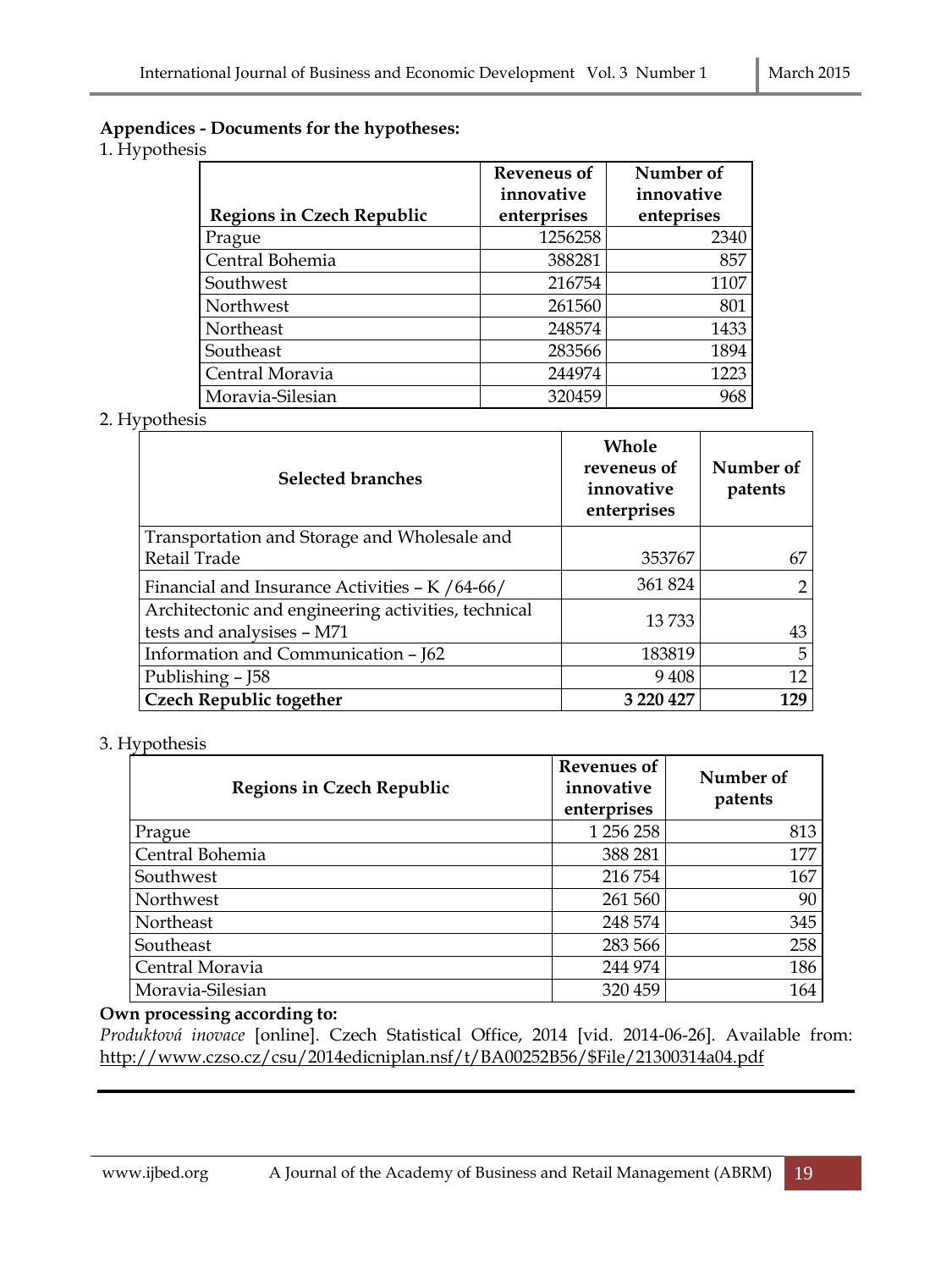**Appendices - Documents for the hypotheses:**

1. Hypothesis

| Regions in Czech Republic | Reveneus of innovative enterprises | Number of innovative enteprises |
|---|---|---|
| Prague | 1256258 | 2340 |
| Central Bohemia | 388281 | 857 |
| Southwest | 216754 | 1107 |
| Northwest | 261560 | 801 |
| Northeast | 248574 | 1433 |
| Southeast | 283566 | 1894 |
| Central Moravia | 244974 | 1223 |
| Moravia-Silesian | 320459 | 968 |

2. Hypothesis

| Selected branches | Whole reveneus of innovative enterprises | Number of patents |
|---|---|---|
| Transportation and Storage and Wholesale and Retail Trade | 353767 | 67 |
| Financial and Insurance Activities – K /64-66/ | 361 824 | 2 |
| Architectonic and engineering activities, technical tests and analyses – M71 | 13 733 | 43 |
| Information and Communication – J62 | 183819 | 5 |
| Publishing – J58 | 9 408 | 12 |
| **Czech Republic together** | **3 220 427** | **129** |

3. Hypothesis

| Regions in Czech Republic | Revenues of innovative enterprises | Number of patents |
|---|---|---|
| Prague | 1 256 258 | 813 |
| Central Bohemia | 388 281 | 177 |
| Southwest | 216 754 | 167 |
| Northwest | 261 560 | 90 |
| Northeast | 248 574 | 345 |
| Southeast | 283 566 | 258 |
| Central Moravia | 244 974 | 186 |
| Moravia-Silesian | 320 459 | 164 |

**Own processing according to:**

*Produktová inovace* [online]. Czech Statistical Office, 2014 [vid. 2014-06-26]. Available from: http://www.czso.cz/csu/2014edicniplan.nsf/t/BA00252B56/$File/21300314a04.pdf